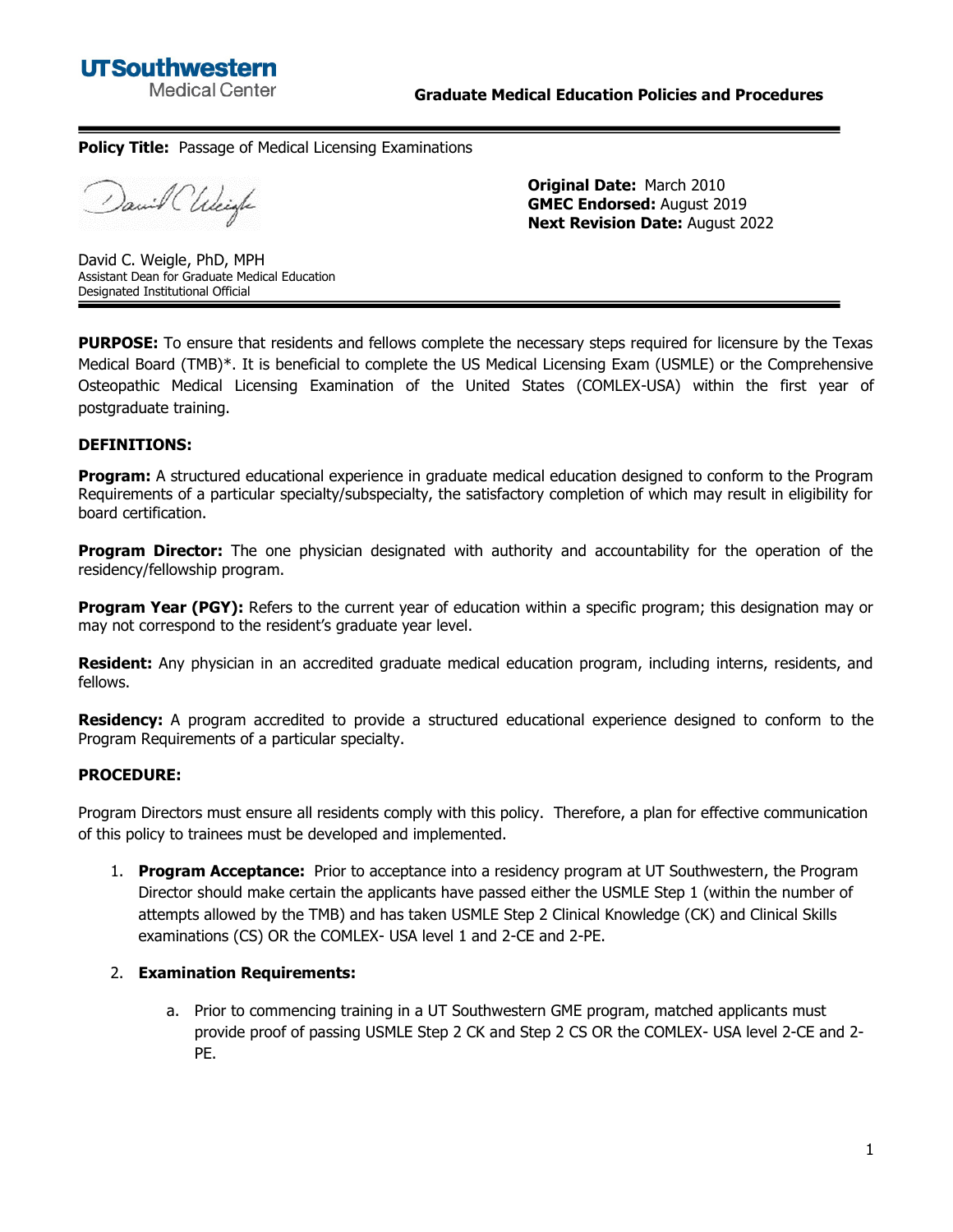UTSouthwestern Medical Center

**Graduate Medical Education Policies and Procedures**

**Policy Title:** Passage of Medical Licensing Examinations

**Original Date:** March 2010
**GMEC Endorsed:** August 2019
**Next Revision Date:** August 2022

David C. Weigle, PhD, MPH
Assistant Dean for Graduate Medical Education
Designated Institutional Official

**PURPOSE:** To ensure that residents and fellows complete the necessary steps required for licensure by the Texas Medical Board (TMB)*. It is beneficial to complete the US Medical Licensing Exam (USMLE) or the Comprehensive Osteopathic Medical Licensing Examination of the United States (COMLEX-USA) within the first year of postgraduate training.

**DEFINITIONS:**

**Program:** A structured educational experience in graduate medical education designed to conform to the Program Requirements of a particular specialty/subspecialty, the satisfactory completion of which may result in eligibility for board certification.

**Program Director:** The one physician designated with authority and accountability for the operation of the residency/fellowship program.

**Program Year (PGY):** Refers to the current year of education within a specific program; this designation may or may not correspond to the resident's graduate year level.

**Resident:** Any physician in an accredited graduate medical education program, including interns, residents, and fellows.

**Residency:** A program accredited to provide a structured educational experience designed to conform to the Program Requirements of a particular specialty.

**PROCEDURE:**

Program Directors must ensure all residents comply with this policy. Therefore, a plan for effective communication of this policy to trainees must be developed and implemented.

1. **Program Acceptance:** Prior to acceptance into a residency program at UT Southwestern, the Program Director should make certain the applicants have passed either the USMLE Step 1 (within the number of attempts allowed by the TMB) and has taken USMLE Step 2 Clinical Knowledge (CK) and Clinical Skills examinations (CS) OR the COMLEX- USA level 1 and 2-CE and 2-PE.

2. **Examination Requirements:**

   a. Prior to commencing training in a UT Southwestern GME program, matched applicants must provide proof of passing USMLE Step 2 CK and Step 2 CS OR the COMLEX- USA level 2-CE and 2-PE.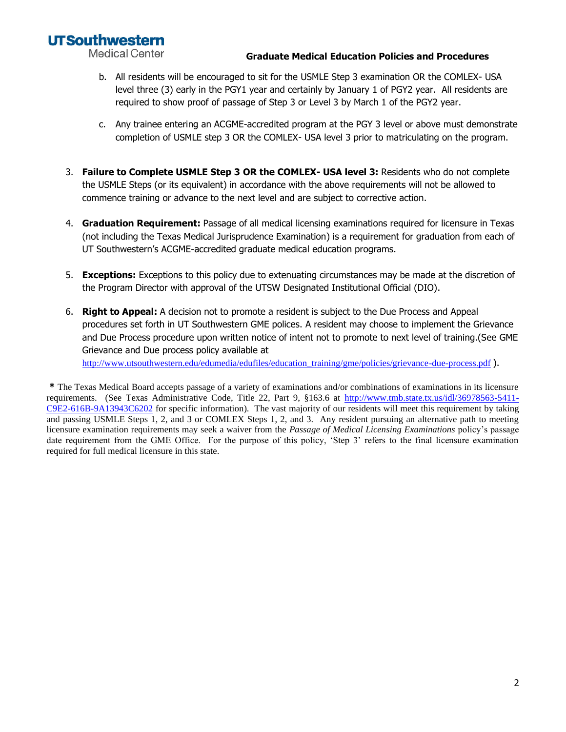b. All residents will be encouraged to sit for the USMLE Step 3 examination OR the COMLEX- USA level three (3) early in the PGY1 year and certainly by January 1 of PGY2 year. All residents are required to show proof of passage of Step 3 or Level 3 by March 1 of the PGY2 year.

c. Any trainee entering an ACGME-accredited program at the PGY 3 level or above must demonstrate completion of USMLE step 3 OR the COMLEX- USA level 3 prior to matriculating on the program.

3. **Failure to Complete USMLE Step 3 OR the COMLEX- USA level 3:** Residents who do not complete the USMLE Steps (or its equivalent) in accordance with the above requirements will not be allowed to commence training or advance to the next level and are subject to corrective action.

4. **Graduation Requirement:** Passage of all medical licensing examinations required for licensure in Texas (not including the Texas Medical Jurisprudence Examination) is a requirement for graduation from each of UT Southwestern's ACGME-accredited graduate medical education programs.

5. **Exceptions:** Exceptions to this policy due to extenuating circumstances may be made at the discretion of the Program Director with approval of the UTSW Designated Institutional Official (DIO).

6. **Right to Appeal:** A decision not to promote a resident is subject to the Due Process and Appeal procedures set forth in UT Southwestern GME polices. A resident may choose to implement the Grievance and Due Process procedure upon written notice of intent not to promote to next level of training.(See GME Grievance and Due process policy available at http://www.utsouthwestern.edu/edumedia/edufiles/education_training/gme/policies/grievance-due-process.pdf ).

**\*** The Texas Medical Board accepts passage of a variety of examinations and/or combinations of examinations in its licensure requirements. (See Texas Administrative Code, Title 22, Part 9, §163.6 at http://www.tmb.state.tx.us/idl/36978563-5411-C9E2-616B-9A13943C6202 for specific information). The vast majority of our residents will meet this requirement by taking and passing USMLE Steps 1, 2, and 3 or COMLEX Steps 1, 2, and 3. Any resident pursuing an alternative path to meeting licensure examination requirements may seek a waiver from the *Passage of Medical Licensing Examinations* policy's passage date requirement from the GME Office. For the purpose of this policy, 'Step 3' refers to the final licensure examination required for full medical licensure in this state.